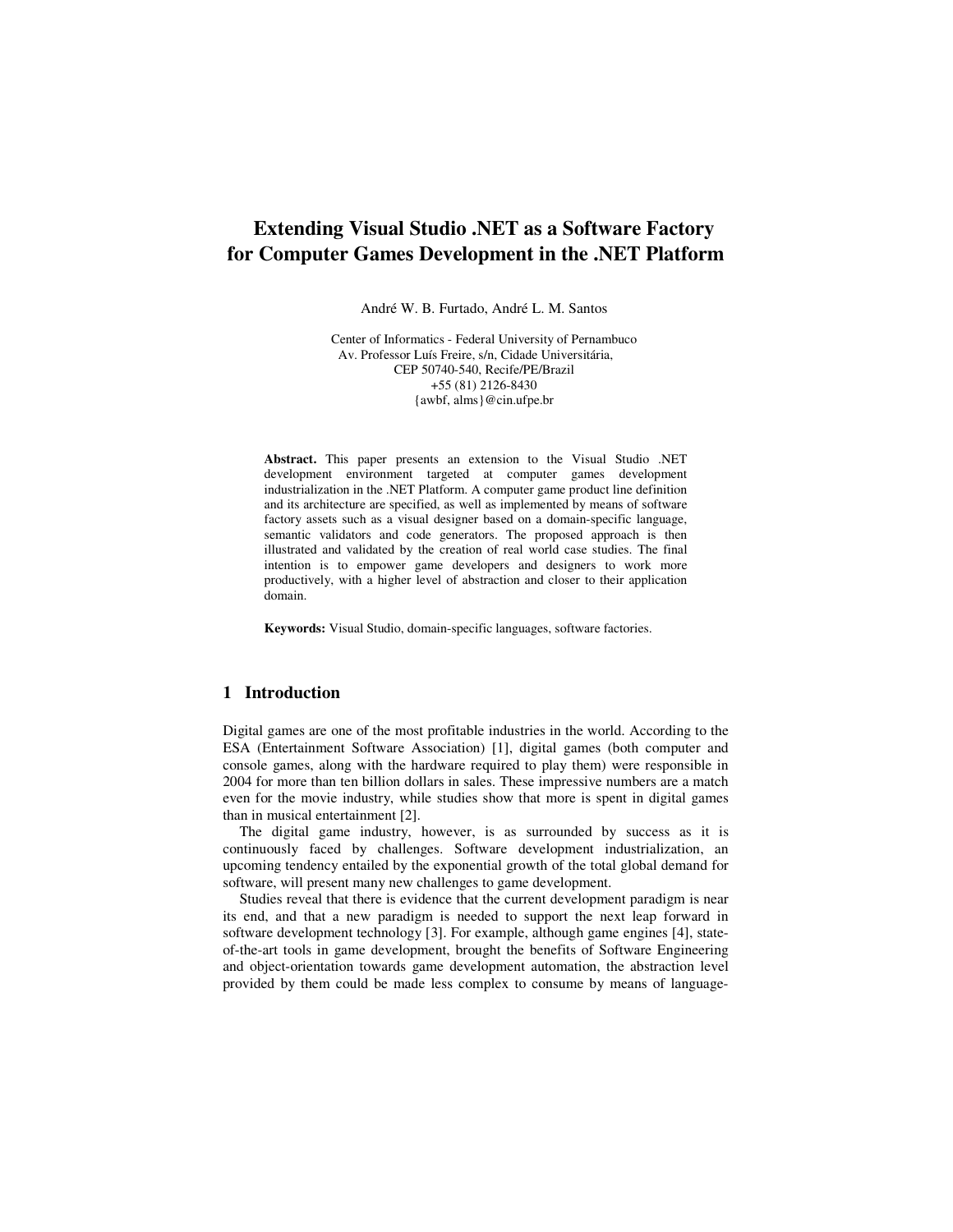# Extending Visual Studio .NET as a Software Factory for Computer Games Development in the .NET Platform

André W. B. Furtado, André L. M. Santos

Center of Informatics - Federal University of Pernambuco
Av. Professor Luís Freire, s/n, Cidade Universitária,
CEP 50740-540, Recife/PE/Brazil
+55 (81) 2126-8430
{awbf, alms}@cin.ufpe.br

**Abstract.** This paper presents an extension to the Visual Studio .NET development environment targeted at computer games development industrialization in the .NET Platform. A computer game product line definition and its architecture are specified, as well as implemented by means of software factory assets such as a visual designer based on a domain-specific language, semantic validators and code generators. The proposed approach is then illustrated and validated by the creation of real world case studies. The final intention is to empower game developers and designers to work more productively, with a higher level of abstraction and closer to their application domain.

**Keywords:** Visual Studio, domain-specific languages, software factories.

## 1 Introduction

Digital games are one of the most profitable industries in the world. According to the ESA (Entertainment Software Association) [1], digital games (both computer and console games, along with the hardware required to play them) were responsible in 2004 for more than ten billion dollars in sales. These impressive numbers are a match even for the movie industry, while studies show that more is spent in digital games than in musical entertainment [2].

The digital game industry, however, is as surrounded by success as it is continuously faced by challenges. Software development industrialization, an upcoming tendency entailed by the exponential growth of the total global demand for software, will present many new challenges to game development.

Studies reveal that there is evidence that the current development paradigm is near its end, and that a new paradigm is needed to support the next leap forward in software development technology [3]. For example, although game engines [4], state-of-the-art tools in game development, brought the benefits of Software Engineering and object-orientation towards game development automation, the abstraction level provided by them could be made less complex to consume by means of language-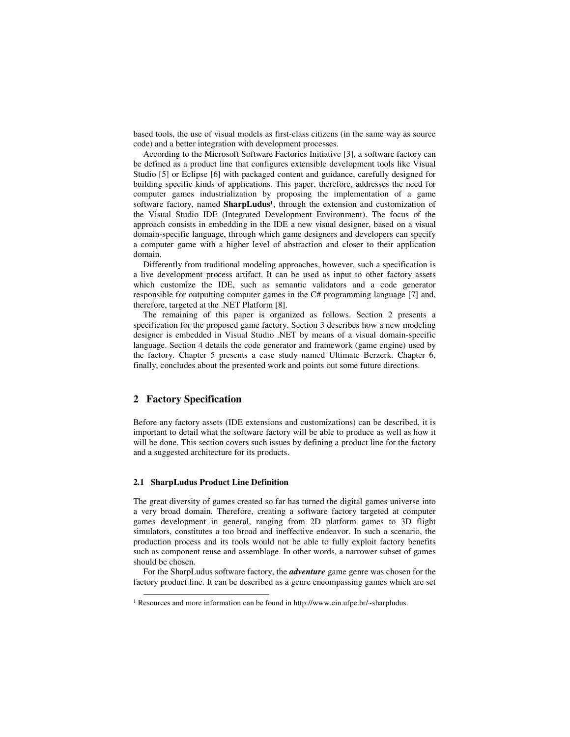based tools, the use of visual models as first-class citizens (in the same way as source code) and a better integration with development processes.

According to the Microsoft Software Factories Initiative [3], a software factory can be defined as a product line that configures extensible development tools like Visual Studio [5] or Eclipse [6] with packaged content and guidance, carefully designed for building specific kinds of applications. This paper, therefore, addresses the need for computer games industrialization by proposing the implementation of a game software factory, named **SharpLudus**[1], through the extension and customization of the Visual Studio IDE (Integrated Development Environment). The focus of the approach consists in embedding in the IDE a new visual designer, based on a visual domain-specific language, through which game designers and developers can specify a computer game with a higher level of abstraction and closer to their application domain.

Differently from traditional modeling approaches, however, such a specification is a live development process artifact. It can be used as input to other factory assets which customize the IDE, such as semantic validators and a code generator responsible for outputting computer games in the C# programming language [7] and, therefore, targeted at the .NET Platform [8].

The remaining of this paper is organized as follows. Section 2 presents a specification for the proposed game factory. Section 3 describes how a new modeling designer is embedded in Visual Studio .NET by means of a visual domain-specific language. Section 4 details the code generator and framework (game engine) used by the factory. Chapter 5 presents a case study named Ultimate Berzerk. Chapter 6, finally, concludes about the presented work and points out some future directions.

## 2 Factory Specification

Before any factory assets (IDE extensions and customizations) can be described, it is important to detail what the software factory will be able to produce as well as how it will be done. This section covers such issues by defining a product line for the factory and a suggested architecture for its products.

### 2.1 SharpLudus Product Line Definition

The great diversity of games created so far has turned the digital games universe into a very broad domain. Therefore, creating a software factory targeted at computer games development in general, ranging from 2D platform games to 3D flight simulators, constitutes a too broad and ineffective endeavor. In such a scenario, the production process and its tools would not be able to fully exploit factory benefits such as component reuse and assemblage. In other words, a narrower subset of games should be chosen.

For the SharpLudus software factory, the ***adventure*** game genre was chosen for the factory product line. It can be described as a genre encompassing games which are set

[1] Resources and more information can be found in http://www.cin.ufpe.br/~sharpludus.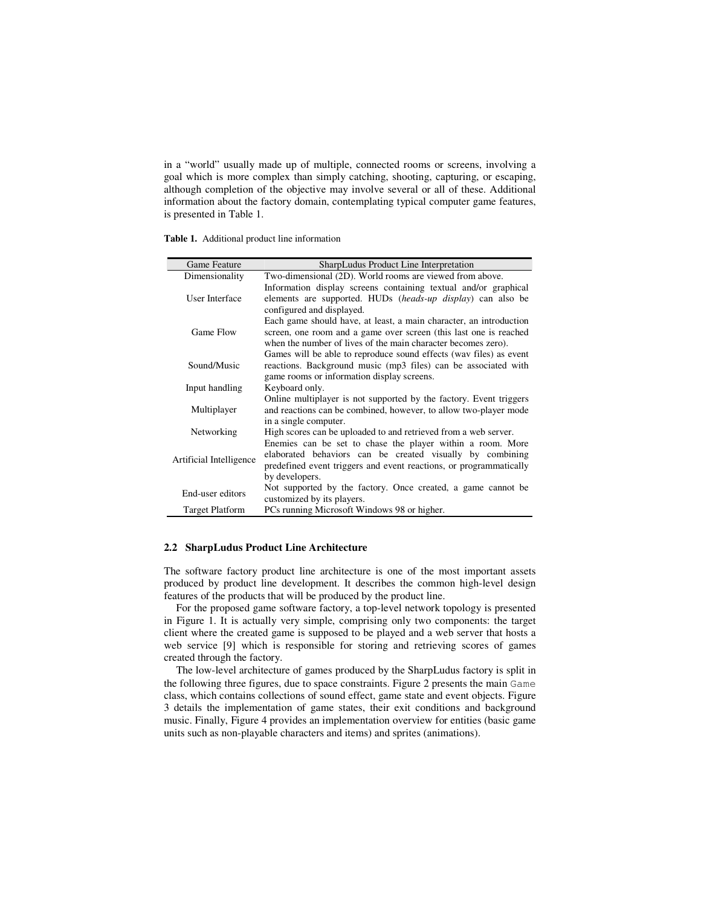in a "world" usually made up of multiple, connected rooms or screens, involving a goal which is more complex than simply catching, shooting, capturing, or escaping, although completion of the objective may involve several or all of these. Additional information about the factory domain, contemplating typical computer game features, is presented in Table 1.

**Table 1.** Additional product line information

| Game Feature | SharpLudus Product Line Interpretation |
|---|---|
| Dimensionality | Two-dimensional (2D). World rooms are viewed from above. |
| User Interface | Information display screens containing textual and/or graphical elements are supported. HUDs (*heads-up display*) can also be configured and displayed. |
| Game Flow | Each game should have, at least, a main character, an introduction screen, one room and a game over screen (this last one is reached when the number of lives of the main character becomes zero). |
| Sound/Music | Games will be able to reproduce sound effects (wav files) as event reactions. Background music (mp3 files) can be associated with game rooms or information display screens. |
| Input handling | Keyboard only. |
| Multiplayer | Online multiplayer is not supported by the factory. Event triggers and reactions can be combined, however, to allow two-player mode in a single computer. |
| Networking | High scores can be uploaded to and retrieved from a web server. |
| Artificial Intelligence | Enemies can be set to chase the player within a room. More elaborated behaviors can be created visually by combining predefined event triggers and event reactions, or programmatically by developers. |
| End-user editors | Not supported by the factory. Once created, a game cannot be customized by its players. |
| Target Platform | PCs running Microsoft Windows 98 or higher. |

### 2.2 SharpLudus Product Line Architecture

The software factory product line architecture is one of the most important assets produced by product line development. It describes the common high-level design features of the products that will be produced by the product line.

For the proposed game software factory, a top-level network topology is presented in Figure 1. It is actually very simple, comprising only two components: the target client where the created game is supposed to be played and a web server that hosts a web service [9] which is responsible for storing and retrieving scores of games created through the factory.

The low-level architecture of games produced by the SharpLudus factory is split in the following three figures, due to space constraints. Figure 2 presents the main `Game` class, which contains collections of sound effect, game state and event objects. Figure 3 details the implementation of game states, their exit conditions and background music. Finally, Figure 4 provides an implementation overview for entities (basic game units such as non-playable characters and items) and sprites (animations).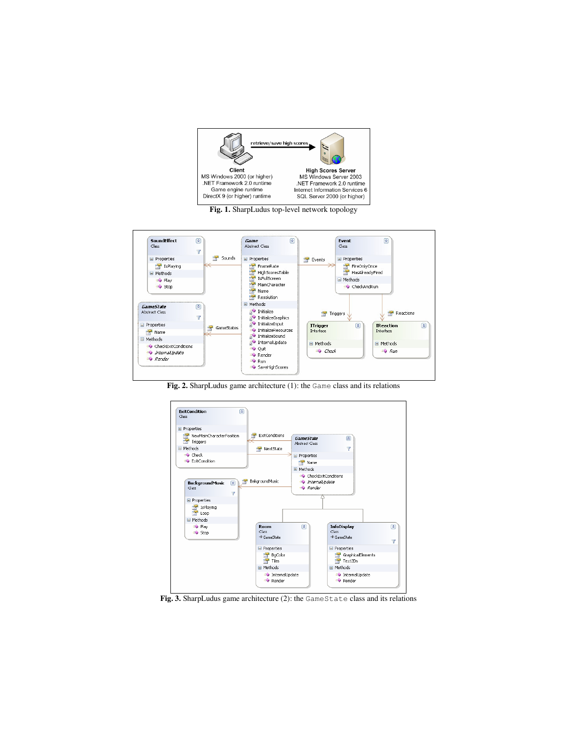**Fig. 1.** SharpLudus top-level network topology

**Fig. 2.** SharpLudus game architecture (1): the `Game` class and its relations

**Fig. 3.** SharpLudus game architecture (2): the `GameState` class and its relations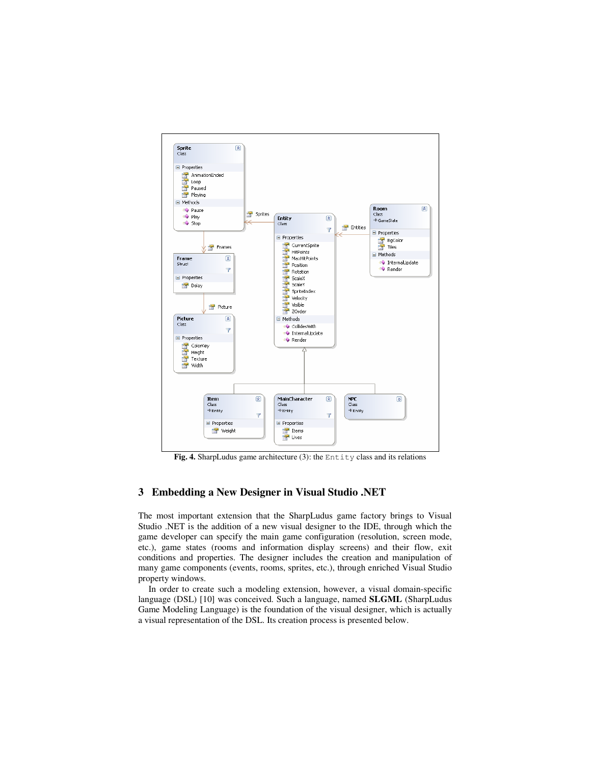Fig. 4. SharpLudus game architecture (3): the `Entity` class and its relations

## 3 Embedding a New Designer in Visual Studio .NET

The most important extension that the SharpLudus game factory brings to Visual Studio .NET is the addition of a new visual designer to the IDE, through which the game developer can specify the main game configuration (resolution, screen mode, etc.), game states (rooms and information display screens) and their flow, exit conditions and properties. The designer includes the creation and manipulation of many game components (events, rooms, sprites, etc.), through enriched Visual Studio property windows.

In order to create such a modeling extension, however, a visual domain-specific language (DSL) [10] was conceived. Such a language, named **SLGML** (SharpLudus Game Modeling Language) is the foundation of the visual designer, which is actually a visual representation of the DSL. Its creation process is presented below.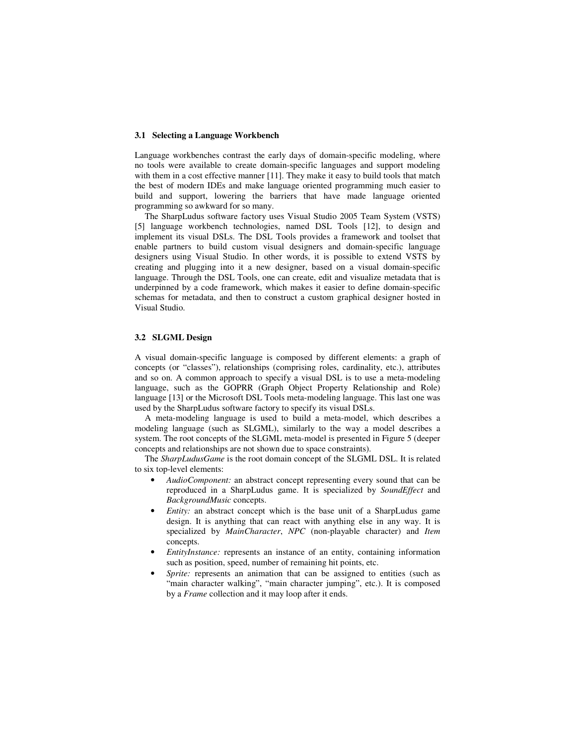### 3.1 Selecting a Language Workbench

Language workbenches contrast the early days of domain-specific modeling, where no tools were available to create domain-specific languages and support modeling with them in a cost effective manner [11]. They make it easy to build tools that match the best of modern IDEs and make language oriented programming much easier to build and support, lowering the barriers that have made language oriented programming so awkward for so many.

The SharpLudus software factory uses Visual Studio 2005 Team System (VSTS) [5] language workbench technologies, named DSL Tools [12], to design and implement its visual DSLs. The DSL Tools provides a framework and toolset that enable partners to build custom visual designers and domain-specific language designers using Visual Studio. In other words, it is possible to extend VSTS by creating and plugging into it a new designer, based on a visual domain-specific language. Through the DSL Tools, one can create, edit and visualize metadata that is underpinned by a code framework, which makes it easier to define domain-specific schemas for metadata, and then to construct a custom graphical designer hosted in Visual Studio.

### 3.2 SLGML Design

A visual domain-specific language is composed by different elements: a graph of concepts (or "classes"), relationships (comprising roles, cardinality, etc.), attributes and so on. A common approach to specify a visual DSL is to use a meta-modeling language, such as the GOPRR (Graph Object Property Relationship and Role) language [13] or the Microsoft DSL Tools meta-modeling language. This last one was used by the SharpLudus software factory to specify its visual DSLs.

A meta-modeling language is used to build a meta-model, which describes a modeling language (such as SLGML), similarly to the way a model describes a system. The root concepts of the SLGML meta-model is presented in Figure 5 (deeper concepts and relationships are not shown due to space constraints).

The *SharpLudusGame* is the root domain concept of the SLGML DSL. It is related to six top-level elements:

- *AudioComponent:* an abstract concept representing every sound that can be reproduced in a SharpLudus game. It is specialized by *SoundEffect* and *BackgroundMusic* concepts.
- *Entity:* an abstract concept which is the base unit of a SharpLudus game design. It is anything that can react with anything else in any way. It is specialized by *MainCharacter*, *NPC* (non-playable character) and *Item* concepts.
- *EntityInstance:* represents an instance of an entity, containing information such as position, speed, number of remaining hit points, etc.
- *Sprite:* represents an animation that can be assigned to entities (such as "main character walking", "main character jumping", etc.). It is composed by a *Frame* collection and it may loop after it ends.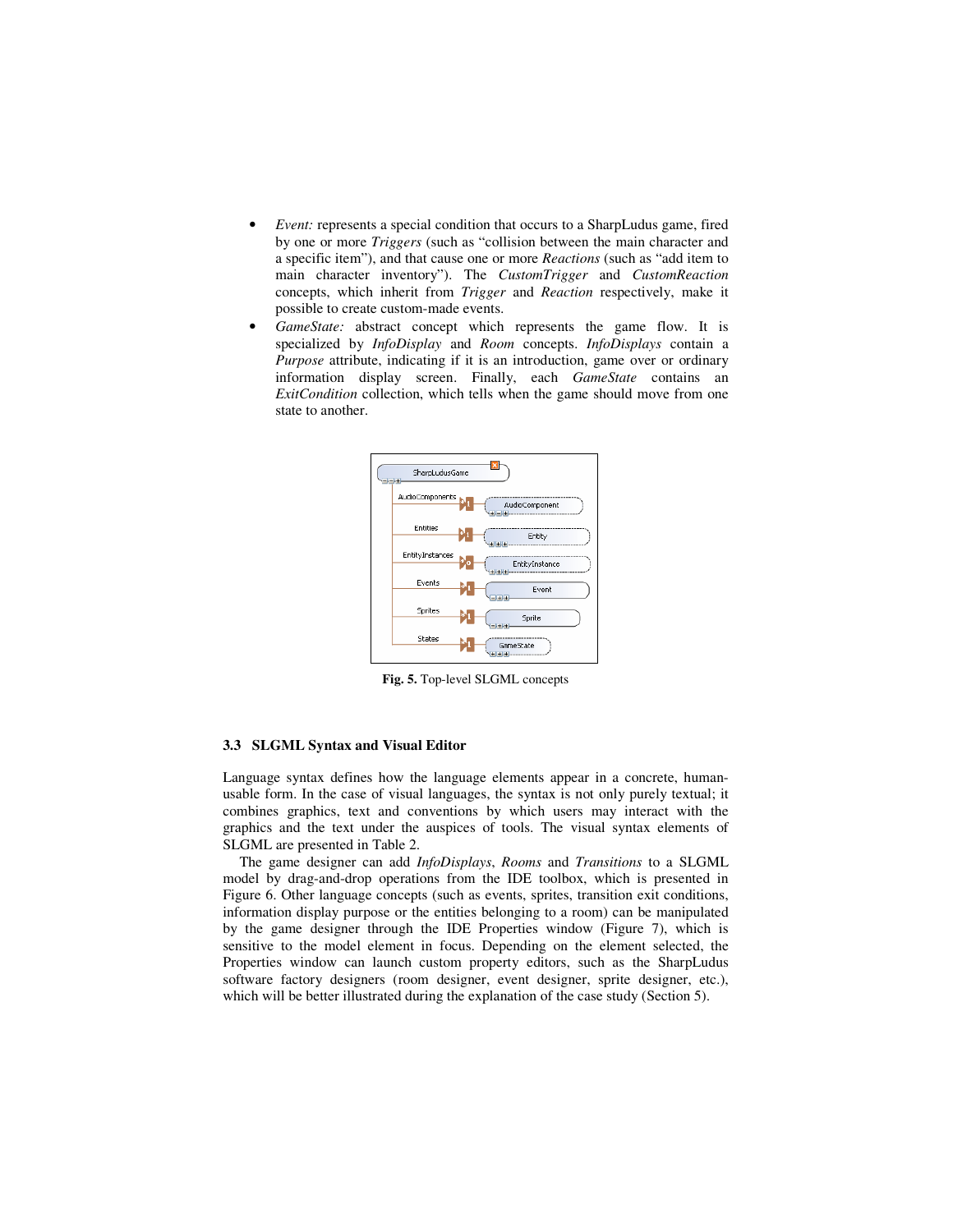- *Event:* represents a special condition that occurs to a SharpLudus game, fired by one or more *Triggers* (such as "collision between the main character and a specific item"), and that cause one or more *Reactions* (such as "add item to main character inventory"). The *CustomTrigger* and *CustomReaction* concepts, which inherit from *Trigger* and *Reaction* respectively, make it possible to create custom-made events.
- *GameState:* abstract concept which represents the game flow. It is specialized by *InfoDisplay* and *Room* concepts. *InfoDisplays* contain a *Purpose* attribute, indicating if it is an introduction, game over or ordinary information display screen. Finally, each *GameState* contains an *ExitCondition* collection, which tells when the game should move from one state to another.

**Fig. 5.** Top-level SLGML concepts

### 3.3 SLGML Syntax and Visual Editor

Language syntax defines how the language elements appear in a concrete, human-usable form. In the case of visual languages, the syntax is not only purely textual; it combines graphics, text and conventions by which users may interact with the graphics and the text under the auspices of tools. The visual syntax elements of SLGML are presented in Table 2.

The game designer can add *InfoDisplays*, *Rooms* and *Transitions* to a SLGML model by drag-and-drop operations from the IDE toolbox, which is presented in Figure 6. Other language concepts (such as events, sprites, transition exit conditions, information display purpose or the entities belonging to a room) can be manipulated by the game designer through the IDE Properties window (Figure 7), which is sensitive to the model element in focus. Depending on the element selected, the Properties window can launch custom property editors, such as the SharpLudus software factory designers (room designer, event designer, sprite designer, etc.), which will be better illustrated during the explanation of the case study (Section 5).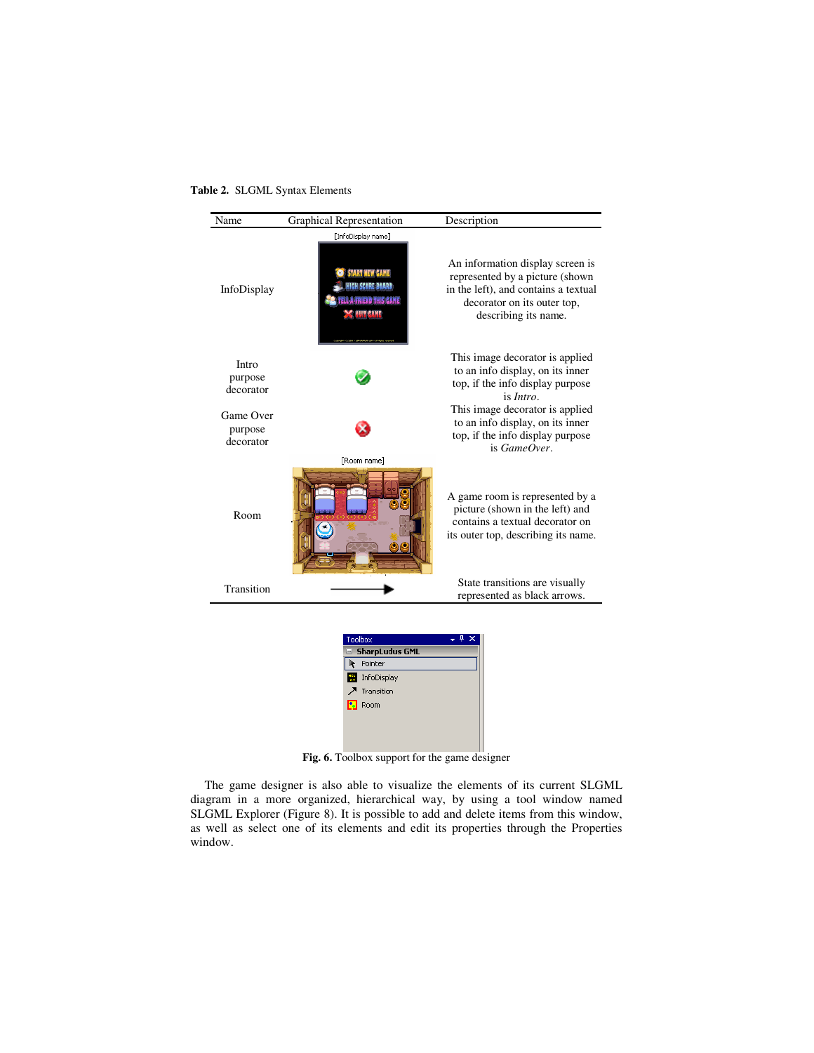**Table 2.** SLGML Syntax Elements

| Name | Graphical Representation | Description |
|---|---|---|
| InfoDisplay | [InfoDisplay name] | An information display screen is represented by a picture (shown in the left), and contains a textual decorator on its outer top, describing its name. |
| Intro purpose decorator | | This image decorator is applied to an info display, on its inner top, if the info display purpose is *Intro*. |
| Game Over purpose decorator | | This image decorator is applied to an info display, on its inner top, if the info display purpose is *GameOver*. |
| Room | [Room name] | A game room is represented by a picture (shown in the left) and contains a textual decorator on its outer top, describing its name. |
| Transition | | State transitions are visually represented as black arrows. |

Toolbox
SharpLudus GML
Pointer
InfoDisplay
Transition
Room

**Fig. 6.** Toolbox support for the game designer

The game designer is also able to visualize the elements of its current SLGML diagram in a more organized, hierarchical way, by using a tool window named SLGML Explorer (Figure 8). It is possible to add and delete items from this window, as well as select one of its elements and edit its properties through the Properties window.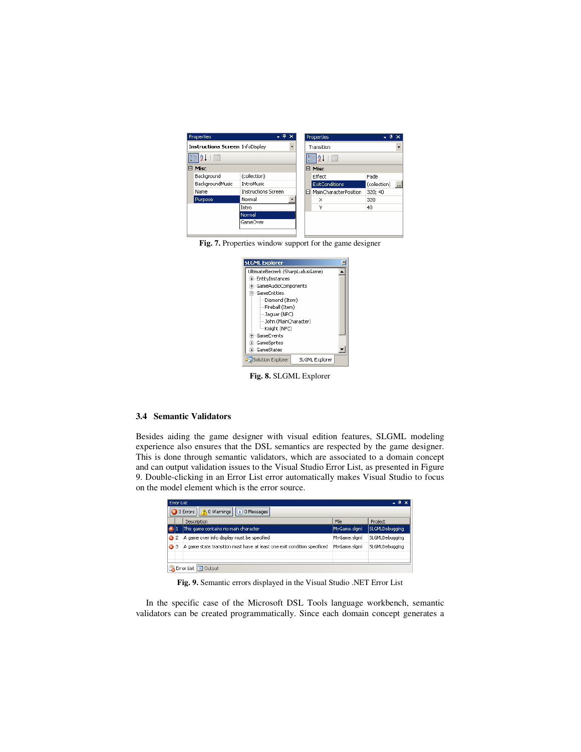Fig. 7. Properties window support for the game designer

Fig. 8. SLGML Explorer

### 3.4 Semantic Validators

Besides aiding the game designer with visual edition features, SLGML modeling experience also ensures that the DSL semantics are respected by the game designer. This is done through semantic validators, which are associated to a domain concept and can output validation issues to the Visual Studio Error List, as presented in Figure 9. Double-clicking in an Error List error automatically makes Visual Studio to focus on the model element which is the error source.

Fig. 9. Semantic errors displayed in the Visual Studio .NET Error List

In the specific case of the Microsoft DSL Tools language workbench, semantic validators can be created programmatically. Since each domain concept generates a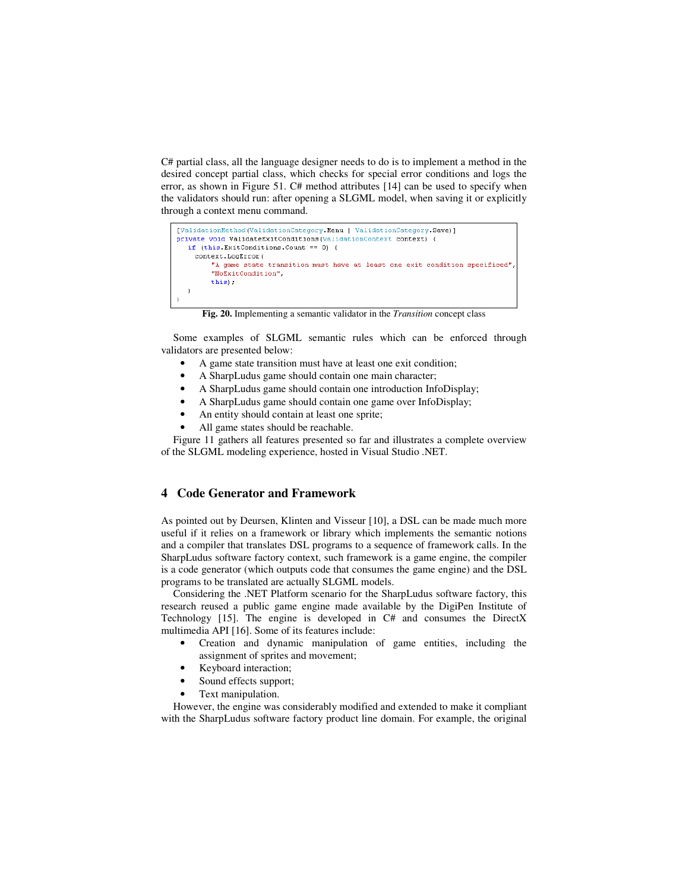C# partial class, all the language designer needs to do is to implement a method in the desired concept partial class, which checks for special error conditions and logs the error, as shown in Figure 51. C# method attributes [14] can be used to specify when the validators should run: after opening a SLGML model, when saving it or explicitly through a context menu command.

```
[ValidationMethod(ValidationCategory.Menu | ValidationCategory.Save)]
private void ValidateExitConditions(ValidationContext context) {
   if (this.ExitConditions.Count == 0) {
     context.LogError(
         "A game state transition must have at least one exit condition specificed",
         "NoExitCondition",
         this);
   }
}
```

**Fig. 20.** Implementing a semantic validator in the *Transition* concept class

Some examples of SLGML semantic rules which can be enforced through validators are presented below:

- A game state transition must have at least one exit condition;
- A SharpLudus game should contain one main character;
- A SharpLudus game should contain one introduction InfoDisplay;
- A SharpLudus game should contain one game over InfoDisplay;
- An entity should contain at least one sprite;
- All game states should be reachable.

Figure 11 gathers all features presented so far and illustrates a complete overview of the SLGML modeling experience, hosted in Visual Studio .NET.

## 4 Code Generator and Framework

As pointed out by Deursen, Klinten and Visseur [10], a DSL can be made much more useful if it relies on a framework or library which implements the semantic notions and a compiler that translates DSL programs to a sequence of framework calls. In the SharpLudus software factory context, such framework is a game engine, the compiler is a code generator (which outputs code that consumes the game engine) and the DSL programs to be translated are actually SLGML models.

Considering the .NET Platform scenario for the SharpLudus software factory, this research reused a public game engine made available by the DigiPen Institute of Technology [15]. The engine is developed in C# and consumes the DirectX multimedia API [16]. Some of its features include:

- Creation and dynamic manipulation of game entities, including the assignment of sprites and movement;
- Keyboard interaction;
- Sound effects support;
- Text manipulation.

However, the engine was considerably modified and extended to make it compliant with the SharpLudus software factory product line domain. For example, the original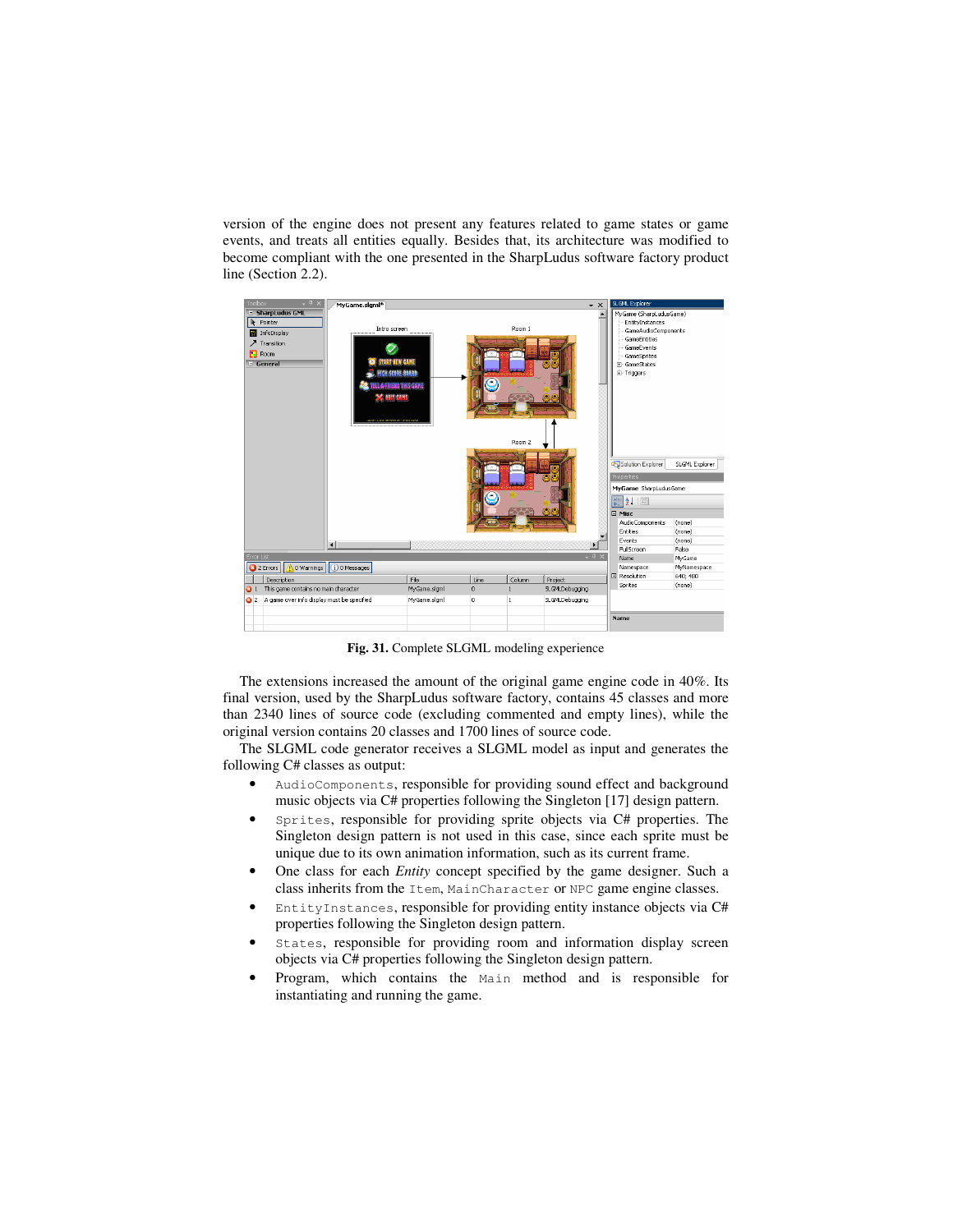version of the engine does not present any features related to game states or game events, and treats all entities equally. Besides that, its architecture was modified to become compliant with the one presented in the SharpLudus software factory product line (Section 2.2).

**Fig. 31.** Complete SLGML modeling experience

The extensions increased the amount of the original game engine code in 40%. Its final version, used by the SharpLudus software factory, contains 45 classes and more than 2340 lines of source code (excluding commented and empty lines), while the original version contains 20 classes and 1700 lines of source code.

The SLGML code generator receives a SLGML model as input and generates the following C# classes as output:

- `AudioComponents`, responsible for providing sound effect and background music objects via C# properties following the Singleton [17] design pattern.
- `Sprites`, responsible for providing sprite objects via C# properties. The Singleton design pattern is not used in this case, since each sprite must be unique due to its own animation information, such as its current frame.
- One class for each *Entity* concept specified by the game designer. Such a class inherits from the `Item`, `MainCharacter` or `NPC` game engine classes.
- `EntityInstances`, responsible for providing entity instance objects via C# properties following the Singleton design pattern.
- `States`, responsible for providing room and information display screen objects via C# properties following the Singleton design pattern.
- Program, which contains the `Main` method and is responsible for instantiating and running the game.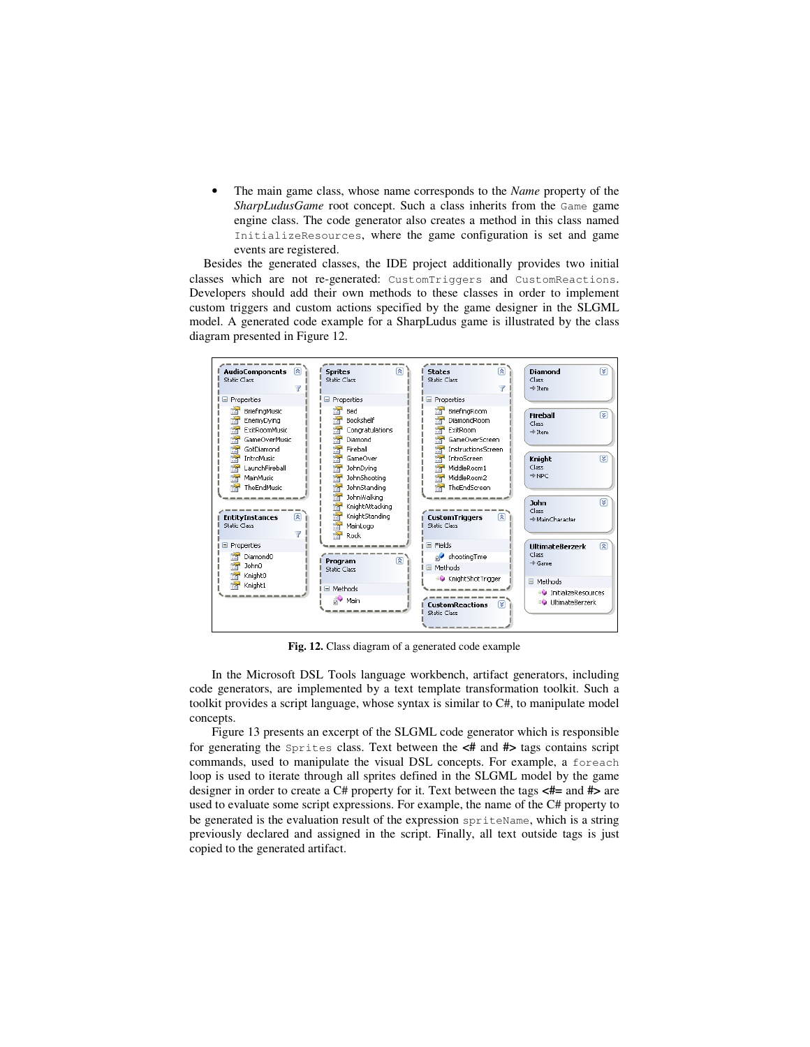- The main game class, whose name corresponds to the *Name* property of the *SharpLudusGame* root concept. Such a class inherits from the `Game` game engine class. The code generator also creates a method in this class named `InitializeResources`, where the game configuration is set and game events are registered.

Besides the generated classes, the IDE project additionally provides two initial classes which are not re-generated: `CustomTriggers` and `CustomReactions`. Developers should add their own methods to these classes in order to implement custom triggers and custom actions specified by the game designer in the SLGML model. A generated code example for a SharpLudus game is illustrated by the class diagram presented in Figure 12.

**Fig. 12.** Class diagram of a generated code example

In the Microsoft DSL Tools language workbench, artifact generators, including code generators, are implemented by a text template transformation toolkit. Such a toolkit provides a script language, whose syntax is similar to C#, to manipulate model concepts.

Figure 13 presents an excerpt of the SLGML code generator which is responsible for generating the `Sprites` class. Text between the **<#** and **#>** tags contains script commands, used to manipulate the visual DSL concepts. For example, a `foreach` loop is used to iterate through all sprites defined in the SLGML model by the game designer in order to create a C# property for it. Text between the tags **<#=** and **#>** are used to evaluate some script expressions. For example, the name of the C# property to be generated is the evaluation result of the expression `spriteName`, which is a string previously declared and assigned in the script. Finally, all text outside tags is just copied to the generated artifact.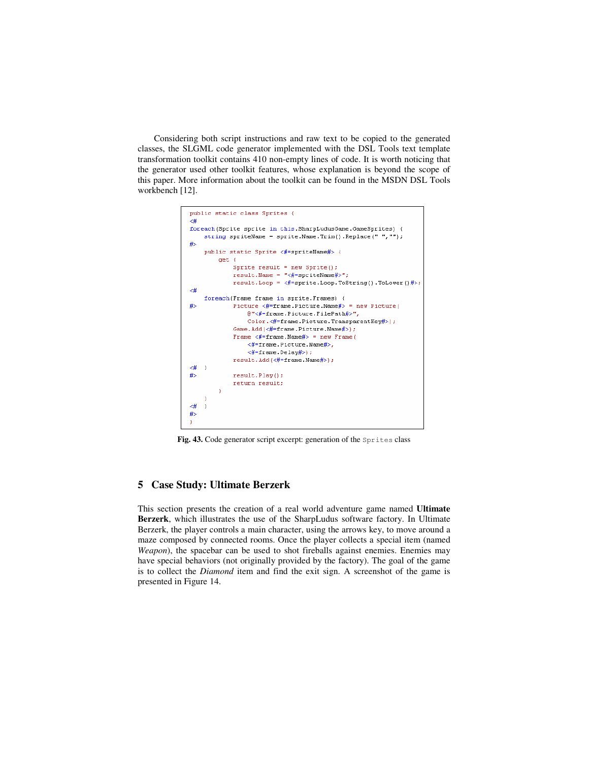Considering both script instructions and raw text to be copied to the generated classes, the SLGML code generator implemented with the DSL Tools text template transformation toolkit contains 410 non-empty lines of code. It is worth noticing that the generator used other toolkit features, whose explanation is beyond the scope of this paper. More information about the toolkit can be found in the MSDN DSL Tools workbench [12].

```
public static class Sprites {
<#
foreach(Sprite sprite in this.SharpLudusGame.GameSprites) {
    string spriteName = sprite.Name.Trim().Replace(" ","");
#>
    public static Sprite <#=spriteName#> {
        get {
            Sprite result = new Sprite();
            result.Name = "<#=spriteName#>";
            result.Loop = <#=sprite.Loop.ToString().ToLower()#>;
<#
    foreach(Frame frame in sprite.Frames) {
#>          Picture <#=frame.Picture.Name#> = new Picture(
                @"<#=frame.Picture.FilePath#>",
                Color.<#=frame.Picture.TransparentKey#>);
            Game.Add(<#=frame.Picture.Name#>);
            Frame <#=frame.Name#> = new Frame(
                <#=frame.Picture.Name#>,
                <#=frame.Delay#>);
            result.Add(<#=frame.Name#>);
<#  }
#>          result.Play();
            return result;
        }
    }
<#  }
#>
}
```

**Fig. 43.** Code generator script excerpt: generation of the `Sprites` class

## 5 Case Study: Ultimate Berzerk

This section presents the creation of a real world adventure game named **Ultimate Berzerk**, which illustrates the use of the SharpLudus software factory. In Ultimate Berzerk, the player controls a main character, using the arrows key, to move around a maze composed by connected rooms. Once the player collects a special item (named *Weapon*), the spacebar can be used to shot fireballs against enemies. Enemies may have special behaviors (not originally provided by the factory). The goal of the game is to collect the *Diamond* item and find the exit sign. A screenshot of the game is presented in Figure 14.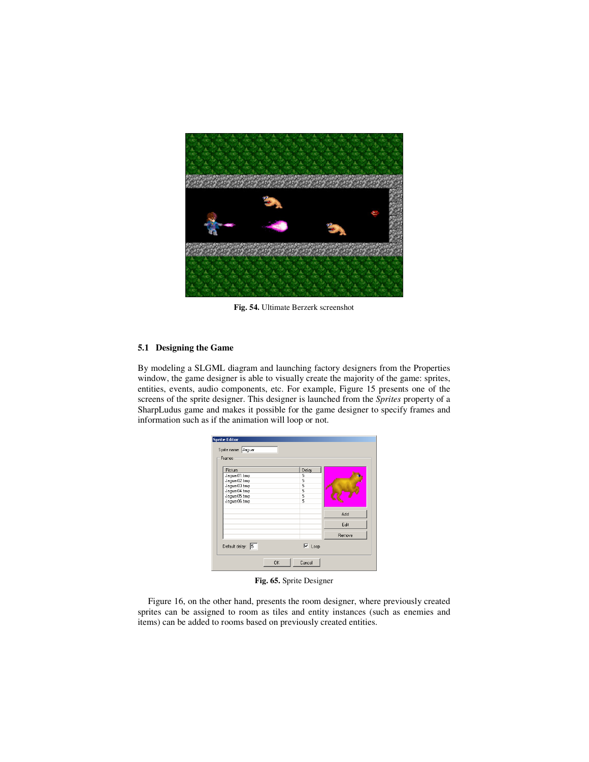Fig. 54. Ultimate Berzerk screenshot

### 5.1 Designing the Game

By modeling a SLGML diagram and launching factory designers from the Properties window, the game designer is able to visually create the majority of the game: sprites, entities, events, audio components, etc. For example, Figure 15 presents one of the screens of the sprite designer. This designer is launched from the *Sprites* property of a SharpLudus game and makes it possible for the game designer to specify frames and information such as if the animation will loop or not.

**Fig. 65.** Sprite Designer

Figure 16, on the other hand, presents the room designer, where previously created sprites can be assigned to room as tiles and entity instances (such as enemies and items) can be added to rooms based on previously created entities.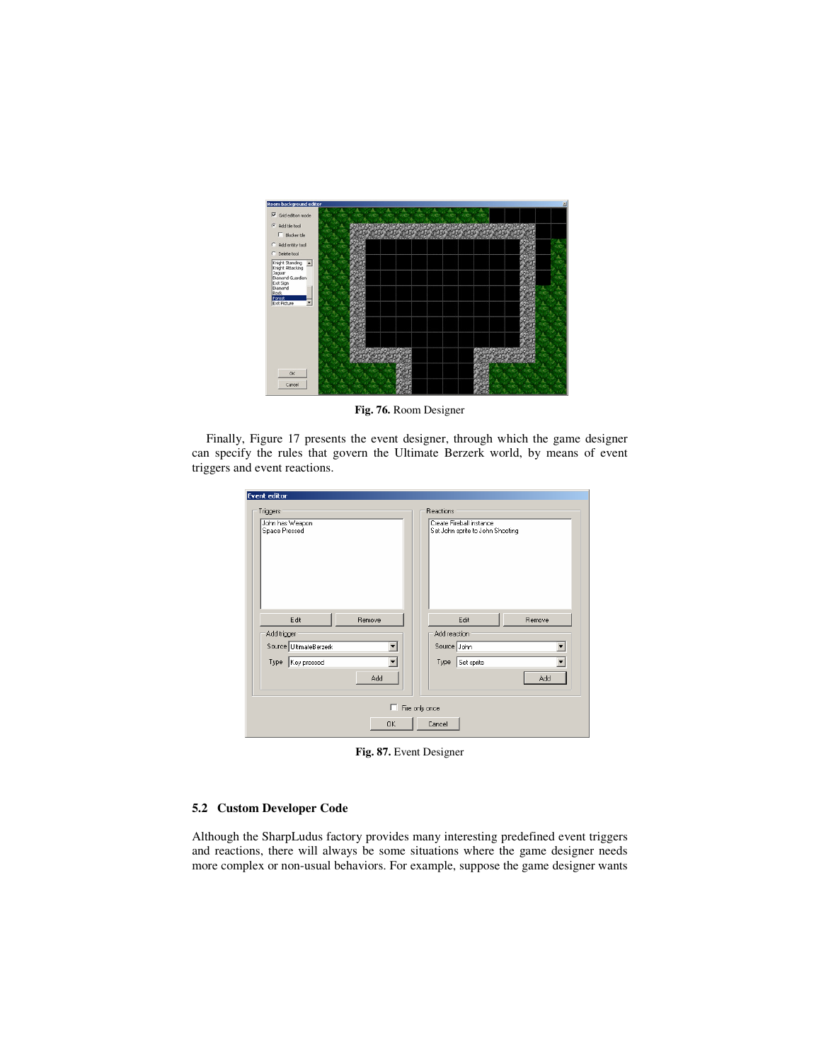Fig. 76. Room Designer

Finally, Figure 17 presents the event designer, through which the game designer can specify the rules that govern the Ultimate Berzerk world, by means of event triggers and event reactions.

Fig. 87. Event Designer

### 5.2 Custom Developer Code

Although the SharpLudus factory provides many interesting predefined event triggers and reactions, there will always be some situations where the game designer needs more complex or non-usual behaviors. For example, suppose the game designer wants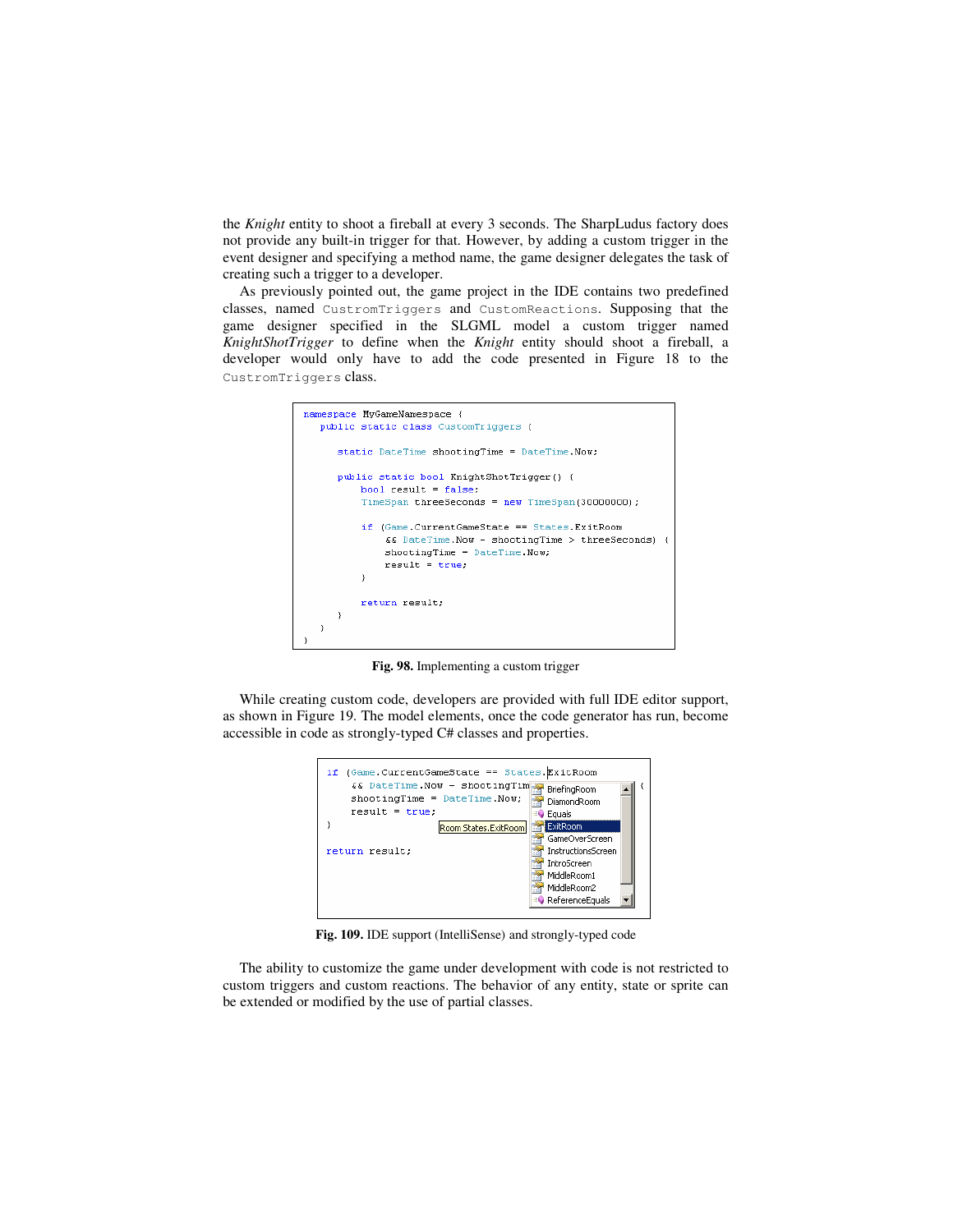the *Knight* entity to shoot a fireball at every 3 seconds. The SharpLudus factory does not provide any built-in trigger for that. However, by adding a custom trigger in the event designer and specifying a method name, the game designer delegates the task of creating such a trigger to a developer.

As previously pointed out, the game project in the IDE contains two predefined classes, named `CustromTriggers` and `CustomReactions`. Supposing that the game designer specified in the SLGML model a custom trigger named *KnightShotTrigger* to define when the *Knight* entity should shoot a fireball, a developer would only have to add the code presented in Figure 18 to the `CustromTriggers` class.

```
namespace MyGameNamespace {
   public static class CustomTriggers {

      static DateTime shootingTime = DateTime.Now;

      public static bool KnightShotTrigger() {
          bool result = false;
          TimeSpan threeSeconds = new TimeSpan(30000000);

          if (Game.CurrentGameState == States.ExitRoom
              && DateTime.Now - shootingTime > threeSeconds) {
              shootingTime = DateTime.Now;
              result = true;
          }

          return result;
      }
   }
}
```

**Fig. 98.** Implementing a custom trigger

While creating custom code, developers are provided with full IDE editor support, as shown in Figure 19. The model elements, once the code generator has run, become accessible in code as strongly-typed C# classes and properties.

```
if (Game.CurrentGameState == States.ExitRoom
    && DateTime.Now - shootingTim
    shootingTime = DateTime.Now;
    result = true;
}

return result;
```

**Fig. 109.** IDE support (IntelliSense) and strongly-typed code

The ability to customize the game under development with code is not restricted to custom triggers and custom reactions. The behavior of any entity, state or sprite can be extended or modified by the use of partial classes.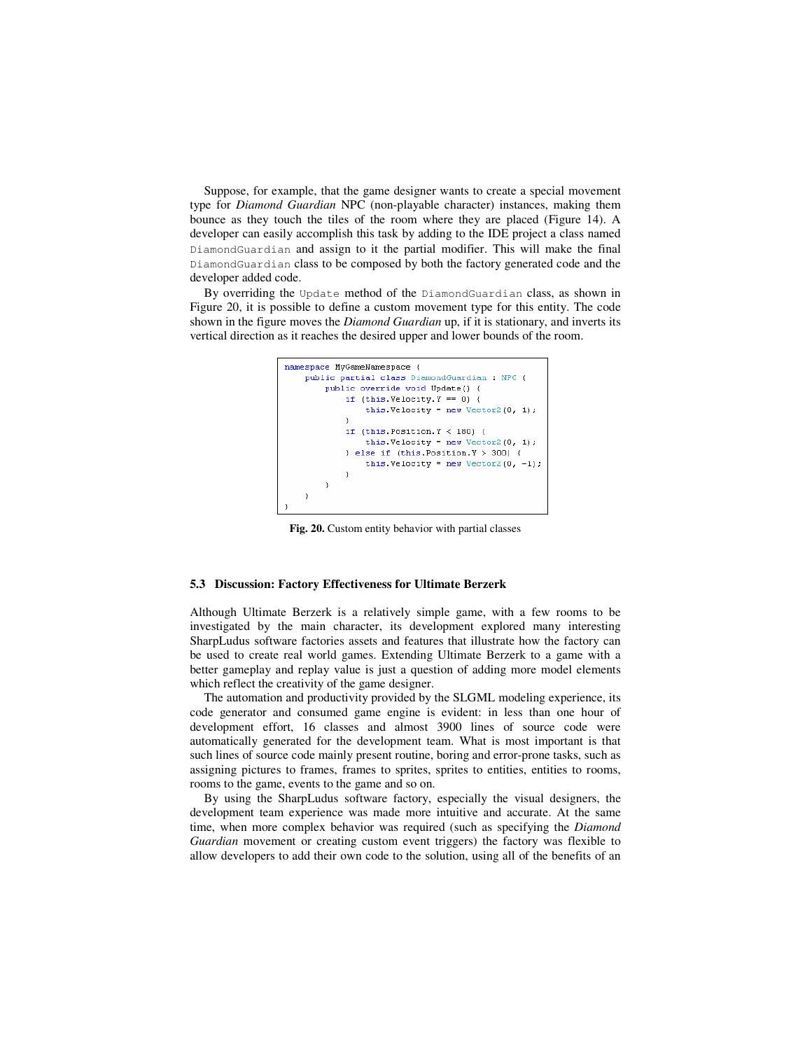Suppose, for example, that the game designer wants to create a special movement type for *Diamond Guardian* NPC (non-playable character) instances, making them bounce as they touch the tiles of the room where they are placed (Figure 14). A developer can easily accomplish this task by adding to the IDE project a class named `DiamondGuardian` and assign to it the partial modifier. This will make the final `DiamondGuardian` class to be composed by both the factory generated code and the developer added code.

By overriding the `Update` method of the `DiamondGuardian` class, as shown in Figure 20, it is possible to define a custom movement type for this entity. The code shown in the figure moves the *Diamond Guardian* up, if it is stationary, and inverts its vertical direction as it reaches the desired upper and lower bounds of the room.

```
namespace MyGameNamespace {
    public partial class DiamondGuardian : NPC {
        public override void Update() {
            if (this.Velocity.Y == 0) {
                this.Velocity = new Vector2(0, 1);
            }
            if (this.Position.Y < 180) {
                this.Velocity = new Vector2(0, 1);
            } else if (this.Position.Y > 300) {
                this.Velocity = new Vector2(0, -1);
            }
        }
    }
}
```

**Fig. 20.** Custom entity behavior with partial classes

### 5.3 Discussion: Factory Effectiveness for Ultimate Berzerk

Although Ultimate Berzerk is a relatively simple game, with a few rooms to be investigated by the main character, its development explored many interesting SharpLudus software factories assets and features that illustrate how the factory can be used to create real world games. Extending Ultimate Berzerk to a game with a better gameplay and replay value is just a question of adding more model elements which reflect the creativity of the game designer.

The automation and productivity provided by the SLGML modeling experience, its code generator and consumed game engine is evident: in less than one hour of development effort, 16 classes and almost 3900 lines of source code were automatically generated for the development team. What is most important is that such lines of source code mainly present routine, boring and error-prone tasks, such as assigning pictures to frames, frames to sprites, sprites to entities, entities to rooms, rooms to the game, events to the game and so on.

By using the SharpLudus software factory, especially the visual designers, the development team experience was made more intuitive and accurate. At the same time, when more complex behavior was required (such as specifying the *Diamond Guardian* movement or creating custom event triggers) the factory was flexible to allow developers to add their own code to the solution, using all of the benefits of an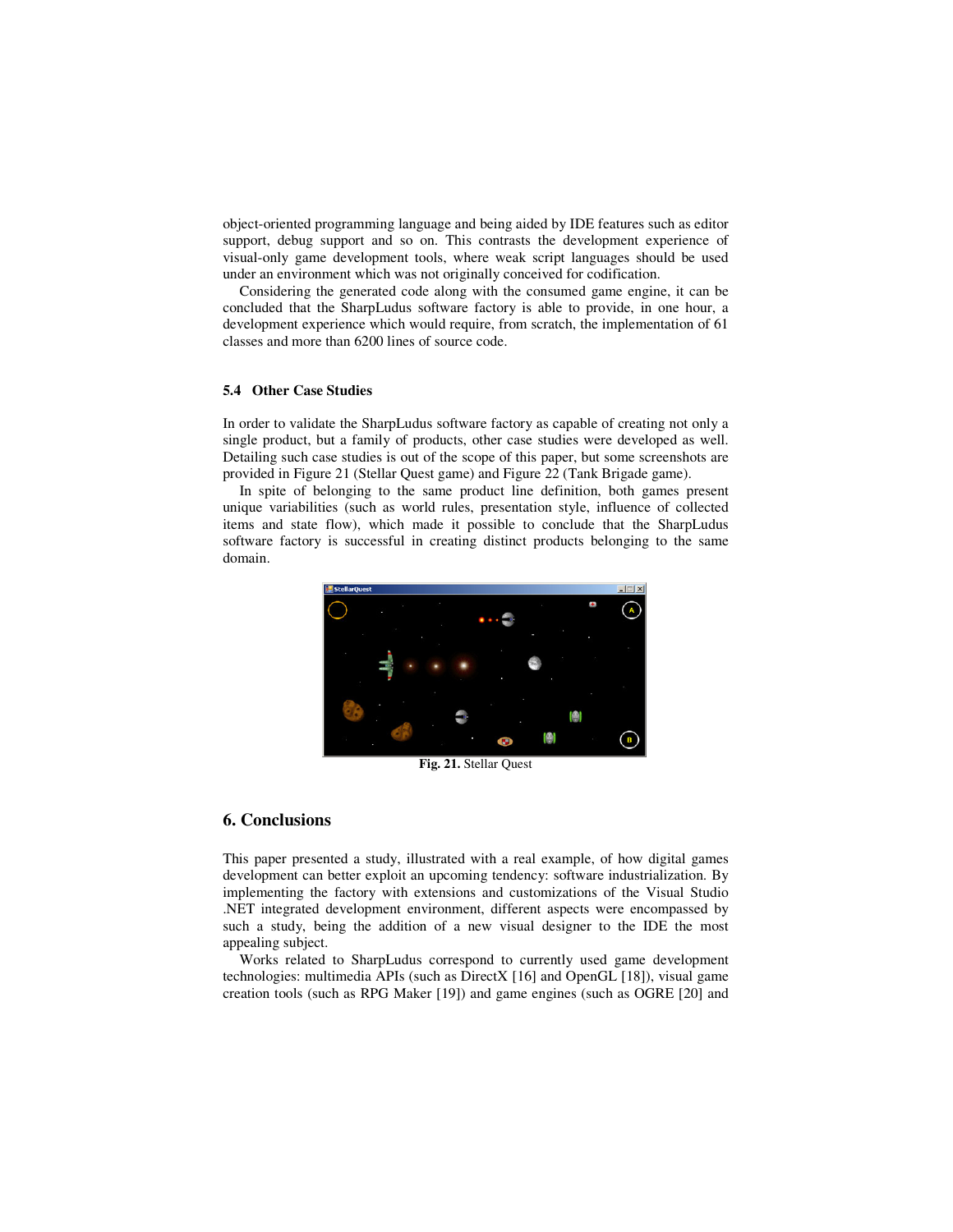object-oriented programming language and being aided by IDE features such as editor support, debug support and so on. This contrasts the development experience of visual-only game development tools, where weak script languages should be used under an environment which was not originally conceived for codification.

Considering the generated code along with the consumed game engine, it can be concluded that the SharpLudus software factory is able to provide, in one hour, a development experience which would require, from scratch, the implementation of 61 classes and more than 6200 lines of source code.

### 5.4 Other Case Studies

In order to validate the SharpLudus software factory as capable of creating not only a single product, but a family of products, other case studies were developed as well. Detailing such case studies is out of the scope of this paper, but some screenshots are provided in Figure 21 (Stellar Quest game) and Figure 22 (Tank Brigade game).

In spite of belonging to the same product line definition, both games present unique variabilities (such as world rules, presentation style, influence of collected items and state flow), which made it possible to conclude that the SharpLudus software factory is successful in creating distinct products belonging to the same domain.

**Fig. 21.** Stellar Quest

## 6. Conclusions

This paper presented a study, illustrated with a real example, of how digital games development can better exploit an upcoming tendency: software industrialization. By implementing the factory with extensions and customizations of the Visual Studio .NET integrated development environment, different aspects were encompassed by such a study, being the addition of a new visual designer to the IDE the most appealing subject.

Works related to SharpLudus correspond to currently used game development technologies: multimedia APIs (such as DirectX [16] and OpenGL [18]), visual game creation tools (such as RPG Maker [19]) and game engines (such as OGRE [20] and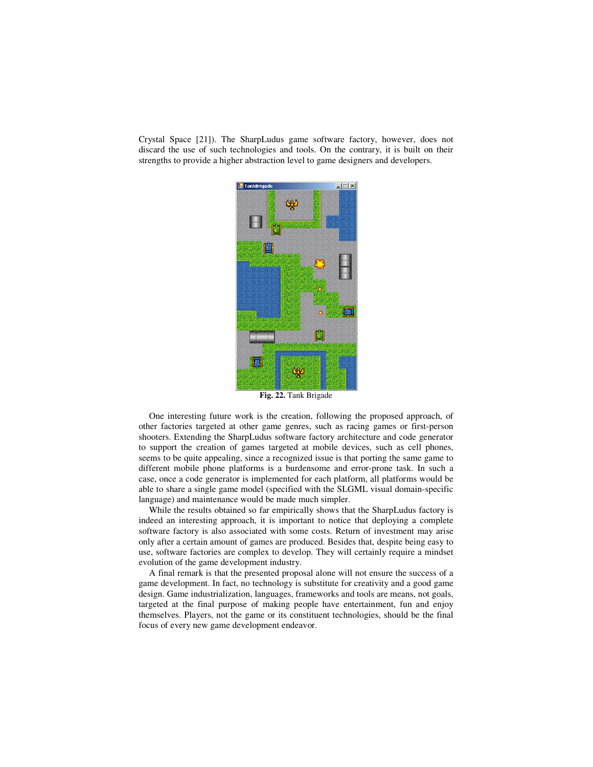Crystal Space [21]). The SharpLudus game software factory, however, does not discard the use of such technologies and tools. On the contrary, it is built on their strengths to provide a higher abstraction level to game designers and developers.

**Fig. 22.** Tank Brigade

One interesting future work is the creation, following the proposed approach, of other factories targeted at other game genres, such as racing games or first-person shooters. Extending the SharpLudus software factory architecture and code generator to support the creation of games targeted at mobile devices, such as cell phones, seems to be quite appealing, since a recognized issue is that porting the same game to different mobile phone platforms is a burdensome and error-prone task. In such a case, once a code generator is implemented for each platform, all platforms would be able to share a single game model (specified with the SLGML visual domain-specific language) and maintenance would be made much simpler.

While the results obtained so far empirically shows that the SharpLudus factory is indeed an interesting approach, it is important to notice that deploying a complete software factory is also associated with some costs. Return of investment may arise only after a certain amount of games are produced. Besides that, despite being easy to use, software factories are complex to develop. They will certainly require a mindset evolution of the game development industry.

A final remark is that the presented proposal alone will not ensure the success of a game development. In fact, no technology is substitute for creativity and a good game design. Game industrialization, languages, frameworks and tools are means, not goals, targeted at the final purpose of making people have entertainment, fun and enjoy themselves. Players, not the game or its constituent technologies, should be the final focus of every new game development endeavor.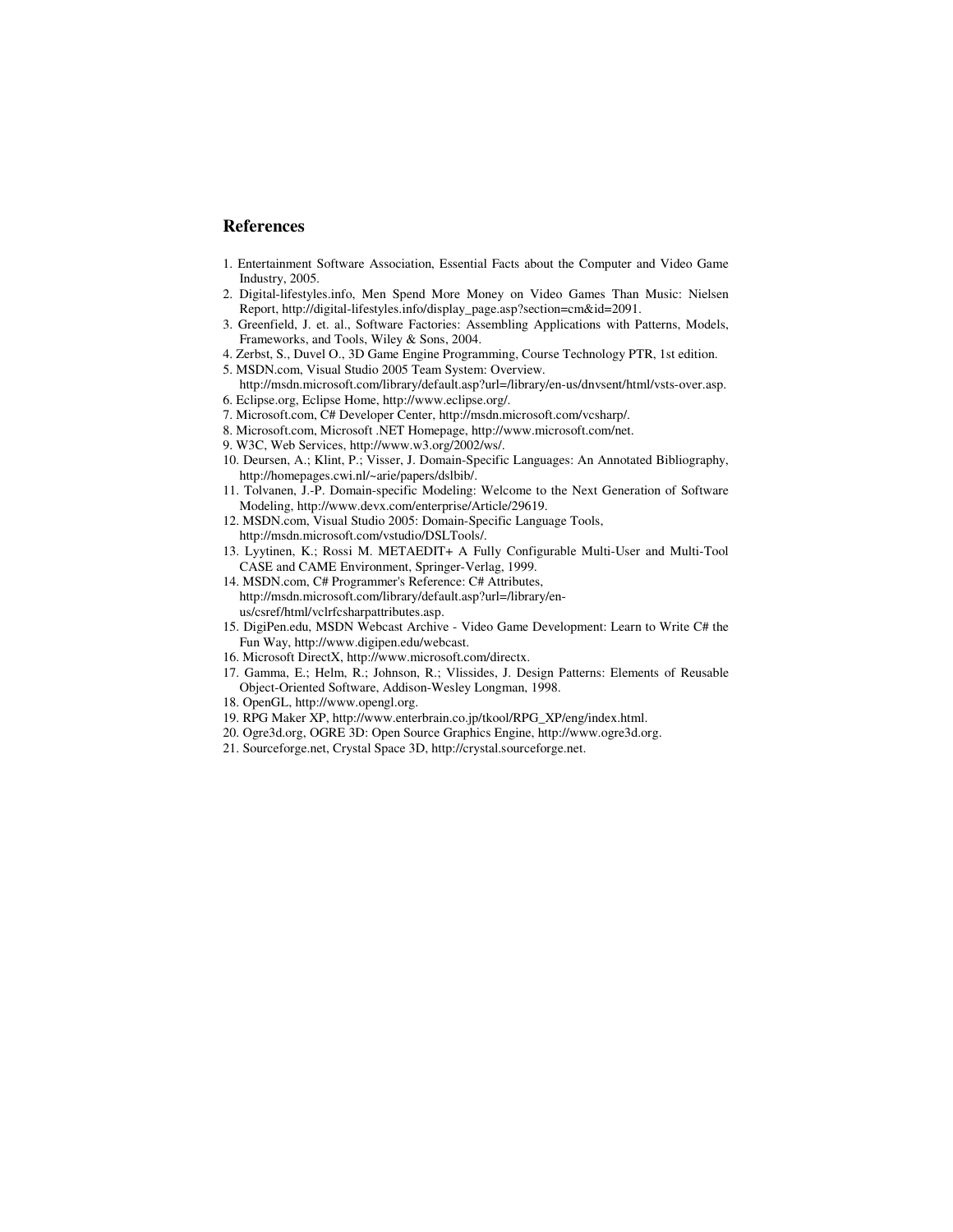## References

1. Entertainment Software Association, Essential Facts about the Computer and Video Game Industry, 2005.
2. Digital-lifestyles.info, Men Spend More Money on Video Games Than Music: Nielsen Report, http://digital-lifestyles.info/display_page.asp?section=cm&id=2091.
3. Greenfield, J. et. al., Software Factories: Assembling Applications with Patterns, Models, Frameworks, and Tools, Wiley & Sons, 2004.
4. Zerbst, S., Duvel O., 3D Game Engine Programming, Course Technology PTR, 1st edition.
5. MSDN.com, Visual Studio 2005 Team System: Overview. http://msdn.microsoft.com/library/default.asp?url=/library/en-us/dnvsent/html/vsts-over.asp.
6. Eclipse.org, Eclipse Home, http://www.eclipse.org/.
7. Microsoft.com, C# Developer Center, http://msdn.microsoft.com/vcsharp/.
8. Microsoft.com, Microsoft .NET Homepage, http://www.microsoft.com/net.
9. W3C, Web Services, http://www.w3.org/2002/ws/.
10. Deursen, A.; Klint, P.; Visser, J. Domain-Specific Languages: An Annotated Bibliography, http://homepages.cwi.nl/~arie/papers/dslbib/.
11. Tolvanen, J.-P. Domain-specific Modeling: Welcome to the Next Generation of Software Modeling, http://www.devx.com/enterprise/Article/29619.
12. MSDN.com, Visual Studio 2005: Domain-Specific Language Tools, http://msdn.microsoft.com/vstudio/DSLTools/.
13. Lyytinen, K.; Rossi M. METAEDIT+ A Fully Configurable Multi-User and Multi-Tool CASE and CAME Environment, Springer-Verlag, 1999.
14. MSDN.com, C# Programmer's Reference: C# Attributes, http://msdn.microsoft.com/library/default.asp?url=/library/en-us/csref/html/vclrfcsharpattributes.asp.
15. DigiPen.edu, MSDN Webcast Archive - Video Game Development: Learn to Write C# the Fun Way, http://www.digipen.edu/webcast.
16. Microsoft DirectX, http://www.microsoft.com/directx.
17. Gamma, E.; Helm, R.; Johnson, R.; Vlissides, J. Design Patterns: Elements of Reusable Object-Oriented Software, Addison-Wesley Longman, 1998.
18. OpenGL, http://www.opengl.org.
19. RPG Maker XP, http://www.enterbrain.co.jp/tkool/RPG_XP/eng/index.html.
20. Ogre3d.org, OGRE 3D: Open Source Graphics Engine, http://www.ogre3d.org.
21. Sourceforge.net, Crystal Space 3D, http://crystal.sourceforge.net.